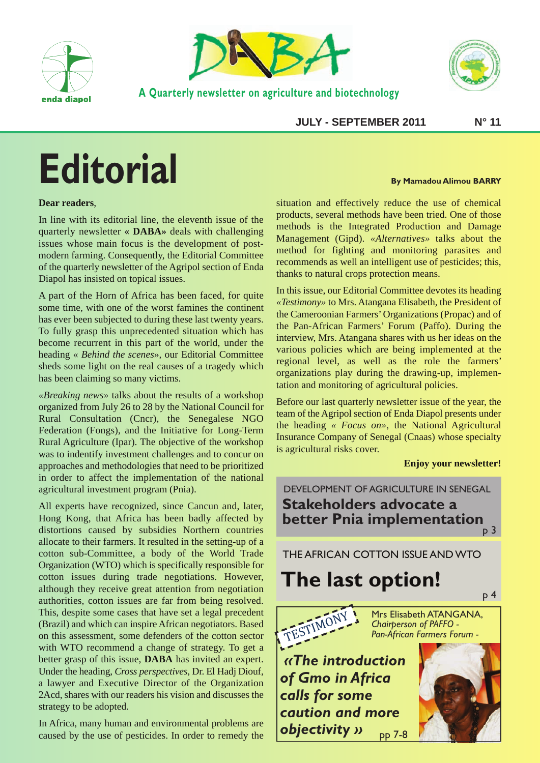# DABA

A Quarterly newsletter on agriculture and biotechnology

JULY - SEPTEMBER 2011 N° 11

# Editorial

By Mamadou Alimou BARRY

**Dear readers**,

In line with its editorial line, the eleventh issue of the quarterly newsletter **« DABA»** deals with challenging issues whose main focus is the development of post-modern farming. Consequently, the Editorial Committee of the quarterly newsletter of the Agripol section of Enda Diapol has insisted on topical issues.

A part of the Horn of Africa has been faced, for quite some time, with one of the worst famines the continent has ever been subjected to during these last twenty years. To fully grasp this unprecedented situation which has become recurrent in this part of the world, under the heading « *Behind the scenes*», our Editorial Committee sheds some light on the real causes of a tragedy which has been claiming so many victims.

*«Breaking news»* talks about the results of a workshop organized from July 26 to 28 by the National Council for Rural Consultation (Cncr), the Senegalese NGO Federation (Fongs), and the Initiative for Long-Term Rural Agriculture (Ipar). The objective of the workshop was to indentify investment challenges and to concur on approaches and methodologies that need to be prioritized in order to affect the implementation of the national agricultural investment program (Pnia).

All experts have recognized, since Cancun and, later, Hong Kong, that Africa has been badly affected by distortions caused by subsidies Northern countries allocate to their farmers. It resulted in the setting-up of a cotton sub-Committee, a body of the World Trade Organization (WTO) which is specifically responsible for cotton issues during trade negotiations. However, although they receive great attention from negotiation authorities, cotton issues are far from being resolved. This, despite some cases that have set a legal precedent (Brazil) and which can inspire African negotiators. Based on this assessment, some defenders of the cotton sector with WTO recommend a change of strategy. To get a better grasp of this issue, **DABA** has invited an expert. Under the heading, *Cross perspectives*, Dr. El Hadj Diouf, a lawyer and Executive Director of the Organization 2Acd, shares with our readers his vision and discusses the strategy to be adopted.

In Africa, many human and environmental problems are caused by the use of pesticides. In order to remedy the situation and effectively reduce the use of chemical products, several methods have been tried. One of those methods is the Integrated Production and Damage Management (Gipd). *«Alternatives»* talks about the method for fighting and monitoring parasites and recommends as well an intelligent use of pesticides; this, thanks to natural crops protection means.

In this issue, our Editorial Committee devotes its heading *«Testimony»* to Mrs. Atangana Elisabeth, the President of the Cameroonian Farmers' Organizations (Propac) and of the Pan-African Farmers' Forum (Paffo). During the interview, Mrs. Atangana shares with us her ideas on the various policies which are being implemented at the regional level, as well as the role the farmers' organizations play during the drawing-up, implementation and monitoring of agricultural policies.

Before our last quarterly newsletter issue of the year, the team of the Agripol section of Enda Diapol presents under the heading *« Focus on»*, the National Agricultural Insurance Company of Senegal (Cnaas) whose specialty is agricultural risks cover.

**Enjoy your newsletter!**

---

DEVELOPMENT OF AGRICULTURE IN SENEGAL

**Stakeholders advocate a better Pnia implementation** p 3

THE AFRICAN COTTON ISSUE AND WTO

**The last option!** p 4

TESTIMONY

Mrs Elisabeth ATANGANA, *Chairperson of PAFFO - Pan-African Farmers Forum -*

***«The introduction of Gmo in Africa calls for some caution and more objectivity »*** pp 7-8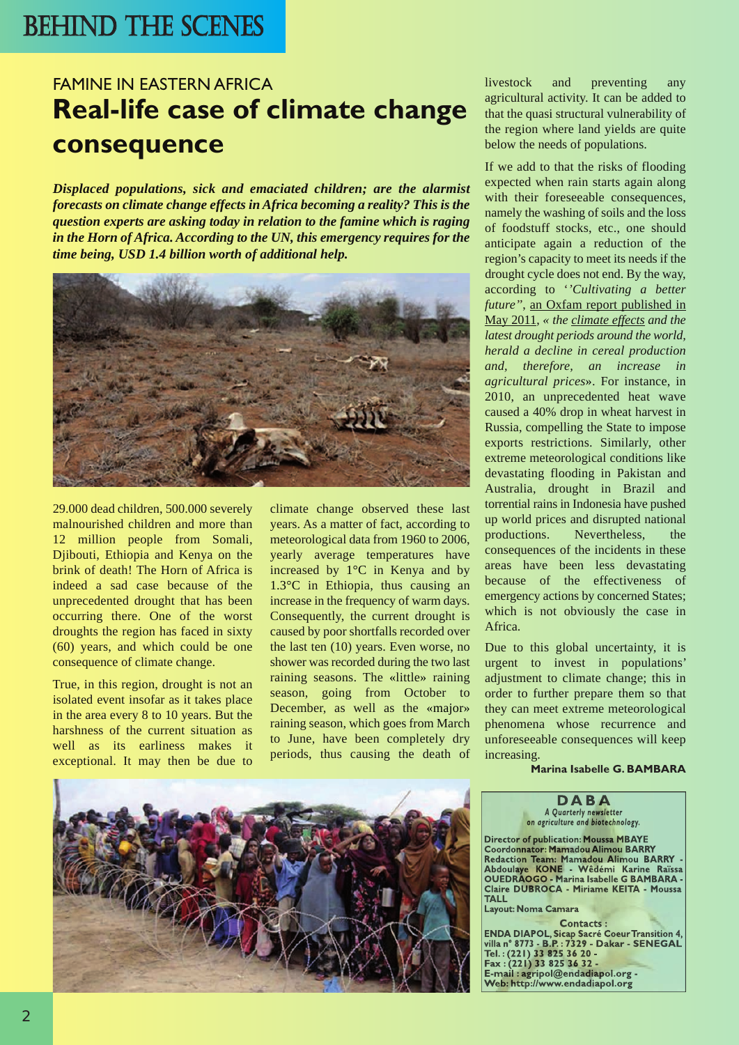# BEHIND THE SCENES

## FAMINE IN EASTERN AFRICA

# Real-life case of climate change consequence

***Displaced populations, sick and emaciated children; are the alarmist forecasts on climate change effects in Africa becoming a reality? This is the question experts are asking today in relation to the famine which is raging in the Horn of Africa. According to the UN, this emergency requires for the time being, USD 1.4 billion worth of additional help.***

29.000 dead children, 500.000 severely malnourished children and more than 12 million people from Somali, Djibouti, Ethiopia and Kenya on the brink of death! The Horn of Africa is indeed a sad case because of the unprecedented drought that has been occurring there. One of the worst droughts the region has faced in sixty (60) years, and which could be one consequence of climate change.

True, in this region, drought is not an isolated event insofar as it takes place in the area every 8 to 10 years. But the harshness of the current situation as well as its earliness makes it exceptional. It may then be due to climate change observed these last years. As a matter of fact, according to meteorological data from 1960 to 2006, yearly average temperatures have increased by 1°C in Kenya and by 1.3°C in Ethiopia, thus causing an increase in the frequency of warm days. Consequently, the current drought is caused by poor shortfalls recorded over the last ten (10) years. Even worse, no shower was recorded during the two last raining seasons. The «little» raining season, going from October to December, as well as the «major» raining season, which goes from March to June, have been completely dry periods, thus causing the death of livestock and preventing any agricultural activity. It can be added to that the quasi structural vulnerability of the region where land yields are quite below the needs of populations.

If we add to that the risks of flooding expected when rain starts again along with their foreseeable consequences, namely the washing of soils and the loss of foodstuff stocks, etc., one should anticipate again a reduction of the region's capacity to meet its needs if the drought cycle does not end. By the way, according to *''Cultivating a better future"*, an Oxfam report published in May 2011, *« the climate effects and the latest drought periods around the world, herald a decline in cereal production and, therefore, an increase in agricultural prices»*. For instance, in 2010, an unprecedented heat wave caused a 40% drop in wheat harvest in Russia, compelling the State to impose exports restrictions. Similarly, other extreme meteorological conditions like devastating flooding in Pakistan and Australia, drought in Brazil and torrential rains in Indonesia have pushed up world prices and disrupted national productions. Nevertheless, the consequences of the incidents in these areas have been less devastating because of the effectiveness of emergency actions by concerned States; which is not obviously the case in Africa.

Due to this global uncertainty, it is urgent to invest in populations' adjustment to climate change; this in order to further prepare them so that they can meet extreme meteorological phenomena whose recurrence and unforeseeable consequences will keep increasing.

**Marina Isabelle G. BAMBARA**

**DABA**
*A Quarterly newsletter on agriculture and biotechnology.*

**Director of publication: Moussa MBAYE**
**Coordonnator: Mamadou Alimou BARRY**
**Redaction Team: Mamadou Alimou BARRY - Abdoulaye KONE - Wêdémi Karine Raïssa OUEDRAOGO - Marina Isabelle G BAMBARA - Claire DUBROCA - Miriame KEITA - Moussa TALL**
**Layout: Noma Camara**

**Contacts :**
**ENDA DIAPOL, Sicap Sacré Coeur Transition 4, villa n° 8773 - B.P. : 7329 - Dakar - SENEGAL**
**Tel. : (221) 33 825 36 20 -**
**Fax : (221) 33 825 36 32 -**
**E-mail : agripol@endadiapol.org -**
**Web: http://www.endadiapol.org**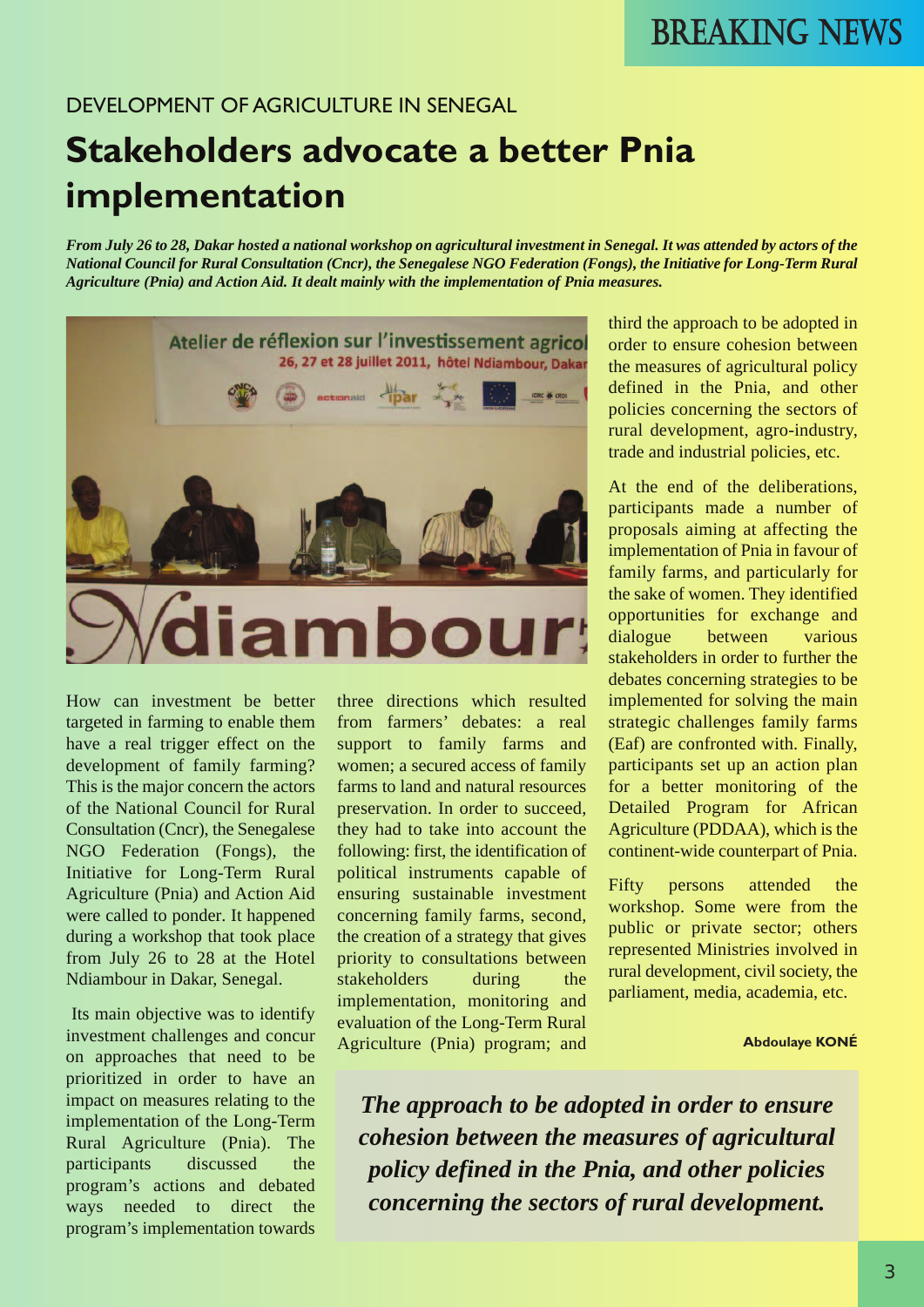DEVELOPMENT OF AGRICULTURE IN SENEGAL

# Stakeholders advocate a better Pnia implementation

***From July 26 to 28, Dakar hosted a national workshop on agricultural investment in Senegal. It was attended by actors of the National Council for Rural Consultation (Cncr), the Senegalese NGO Federation (Fongs), the Initiative for Long-Term Rural Agriculture (Pnia) and Action Aid. It dealt mainly with the implementation of Pnia measures.***

How can investment be better targeted in farming to enable them have a real trigger effect on the development of family farming? This is the major concern the actors of the National Council for Rural Consultation (Cncr), the Senegalese NGO Federation (Fongs), the Initiative for Long-Term Rural Agriculture (Pnia) and Action Aid were called to ponder. It happened during a workshop that took place from July 26 to 28 at the Hotel Ndiambour in Dakar, Senegal.

Its main objective was to identify investment challenges and concur on approaches that need to be prioritized in order to have an impact on measures relating to the implementation of the Long-Term Rural Agriculture (Pnia). The participants discussed the program's actions and debated ways needed to direct the program's implementation towards three directions which resulted from farmers' debates: a real support to family farms and women; a secured access of family farms to land and natural resources preservation. In order to succeed, they had to take into account the following: first, the identification of political instruments capable of ensuring sustainable investment concerning family farms, second, the creation of a strategy that gives priority to consultations between stakeholders during the implementation, monitoring and evaluation of the Long-Term Rural Agriculture (Pnia) program; and third the approach to be adopted in order to ensure cohesion between the measures of agricultural policy defined in the Pnia, and other policies concerning the sectors of rural development, agro-industry, trade and industrial policies, etc.

At the end of the deliberations, participants made a number of proposals aiming at affecting the implementation of Pnia in favour of family farms, and particularly for the sake of women. They identified opportunities for exchange and dialogue between various stakeholders in order to further the debates concerning strategies to be implemented for solving the main strategic challenges family farms (Eaf) are confronted with. Finally, participants set up an action plan for a better monitoring of the Detailed Program for African Agriculture (PDDAA), which is the continent-wide counterpart of Pnia.

Fifty persons attended the workshop. Some were from the public or private sector; others represented Ministries involved in rural development, civil society, the parliament, media, academia, etc.

**Abdoulaye KONÉ**

***The approach to be adopted in order to ensure cohesion between the measures of agricultural policy defined in the Pnia, and other policies concerning the sectors of rural development.***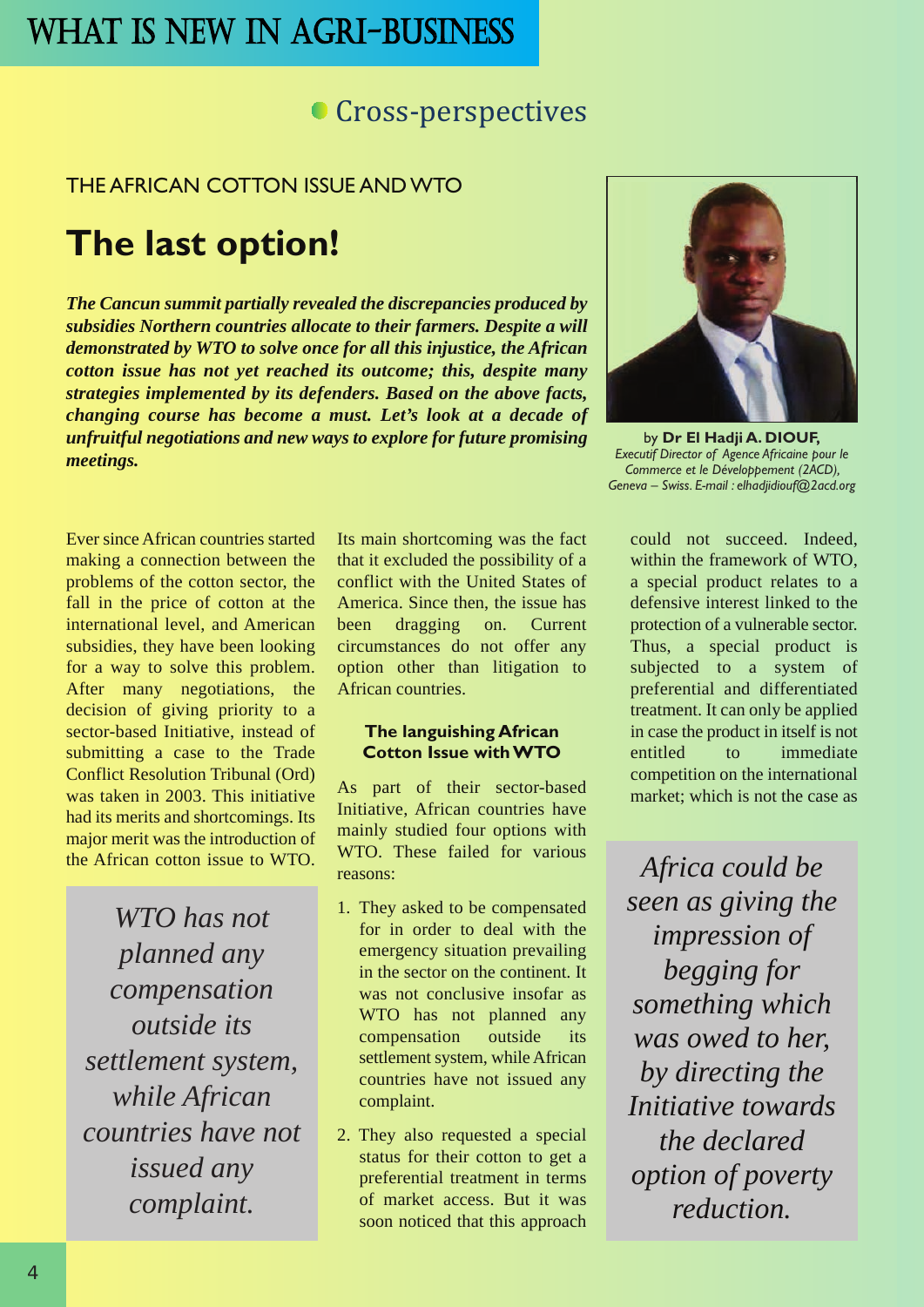# WHAT IS NEW IN AGRI-BUSINESS

## Cross-perspectives

THE AFRICAN COTTON ISSUE AND WTO

# The last option!

***The Cancun summit partially revealed the discrepancies produced by subsidies Northern countries allocate to their farmers. Despite a will demonstrated by WTO to solve once for all this injustice, the African cotton issue has not yet reached its outcome; this, despite many strategies implemented by its defenders. Based on the above facts, changing course has become a must. Let's look at a decade of unfruitful negotiations and new ways to explore for future promising meetings.***

by **Dr El Hadji A. DIOUF,**
*Executif Director of Agence Africaine pour le Commerce et le Développement (2ACD), Geneva – Swiss. E-mail : elhadjidiouf@2acd.org*

Ever since African countries started making a connection between the problems of the cotton sector, the fall in the price of cotton at the international level, and American subsidies, they have been looking for a way to solve this problem. After many negotiations, the decision of giving priority to a sector-based Initiative, instead of submitting a case to the Trade Conflict Resolution Tribunal (Ord) was taken in 2003. This initiative had its merits and shortcomings. Its major merit was the introduction of the African cotton issue to WTO.

> *WTO has not planned any compensation outside its settlement system, while African countries have not issued any complaint.*

Its main shortcoming was the fact that it excluded the possibility of a conflict with the United States of America. Since then, the issue has been dragging on. Current circumstances do not offer any option other than litigation to African countries.

### The languishing African Cotton Issue with WTO

As part of their sector-based Initiative, African countries have mainly studied four options with WTO. These failed for various reasons:

1. They asked to be compensated for in order to deal with the emergency situation prevailing in the sector on the continent. It was not conclusive insofar as WTO has not planned any compensation outside its settlement system, while African countries have not issued any complaint.
2. They also requested a special status for their cotton to get a preferential treatment in terms of market access. But it was soon noticed that this approach could not succeed. Indeed, within the framework of WTO, a special product relates to a defensive interest linked to the protection of a vulnerable sector. Thus, a special product is subjected to a system of preferential and differentiated treatment. It can only be applied in case the product in itself is not entitled to immediate competition on the international market; which is not the case as

> *Africa could be seen as giving the impression of begging for something which was owed to her, by directing the Initiative towards the declared option of poverty reduction.*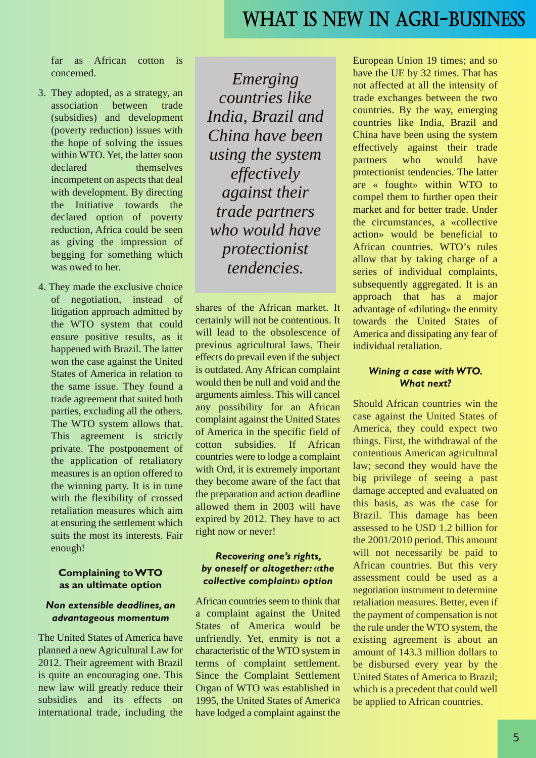far as African cotton is concerned.

3. They adopted, as a strategy, an association between trade (subsidies) and development (poverty reduction) issues with the hope of solving the issues within WTO. Yet, the latter soon declared themselves incompetent on aspects that deal with development. By directing the Initiative towards the declared option of poverty reduction, Africa could be seen as giving the impression of begging for something which was owed to her.

4. They made the exclusive choice of negotiation, instead of litigation approach admitted by the WTO system that could ensure positive results, as it happened with Brazil. The latter won the case against the United States of America in relation to the same issue. They found a trade agreement that suited both parties, excluding all the others. The WTO system allows that. This agreement is strictly private. The postponement of the application of retaliatory measures is an option offered to the winning party. It is in tune with the flexibility of crossed retaliation measures which aim at ensuring the settlement which suits the most its interests. Fair enough!

### Complaining to WTO as an ultimate option

#### *Non extensible deadlines, an advantageous momentum*

The United States of America have planned a new Agricultural Law for 2012. Their agreement with Brazil is quite an encouraging one. This new law will greatly reduce their subsidies and its effects on international trade, including the shares of the African market. It certainly will not be contentious. It will lead to the obsolescence of previous agricultural laws. Their effects do prevail even if the subject is outdated. Any African complaint would then be null and void and the arguments aimless. This will cancel any possibility for an African complaint against the United States of America in the specific field of cotton subsidies. If African countries were to lodge a complaint with Ord, it is extremely important they become aware of the fact that the preparation and action deadline allowed them in 2003 will have expired by 2012. They have to act right now or never!

> *Emerging countries like India, Brazil and China have been using the system effectively against their trade partners who would have protectionist tendencies.*

#### *Recovering one's rights, by oneself or altogether: «the collective complaint» option*

African countries seem to think that a complaint against the United States of America would be unfriendly. Yet, enmity is not a characteristic of the WTO system in terms of complaint settlement. Since the Complaint Settlement Organ of WTO was established in 1995, the United States of America have lodged a complaint against the European Union 19 times; and so have the UE by 32 times. That has not affected at all the intensity of trade exchanges between the two countries. By the way, emerging countries like India, Brazil and China have been using the system effectively against their trade partners who would have protectionist tendencies. The latter are « fought» within WTO to compel them to further open their market and for better trade. Under the circumstances, a «collective action» would be beneficial to African countries. WTO's rules allow that by taking charge of a series of individual complaints, subsequently aggregated. It is an approach that has a major advantage of «diluting» the enmity towards the United States of America and dissipating any fear of individual retaliation.

#### *Wining a case with WTO. What next?*

Should African countries win the case against the United States of America, they could expect two things. First, the withdrawal of the contentious American agricultural law; second they would have the big privilege of seeing a past damage accepted and evaluated on this basis, as was the case for Brazil. This damage has been assessed to be USD 1.2 billion for the 2001/2010 period. This amount will not necessarily be paid to African countries. But this very assessment could be used as a negotiation instrument to determine retaliation measures. Better, even if the payment of compensation is not the rule under the WTO system, the existing agreement is about an amount of 143.3 million dollars to be disbursed every year by the United States of America to Brazil; which is a precedent that could well be applied to African countries.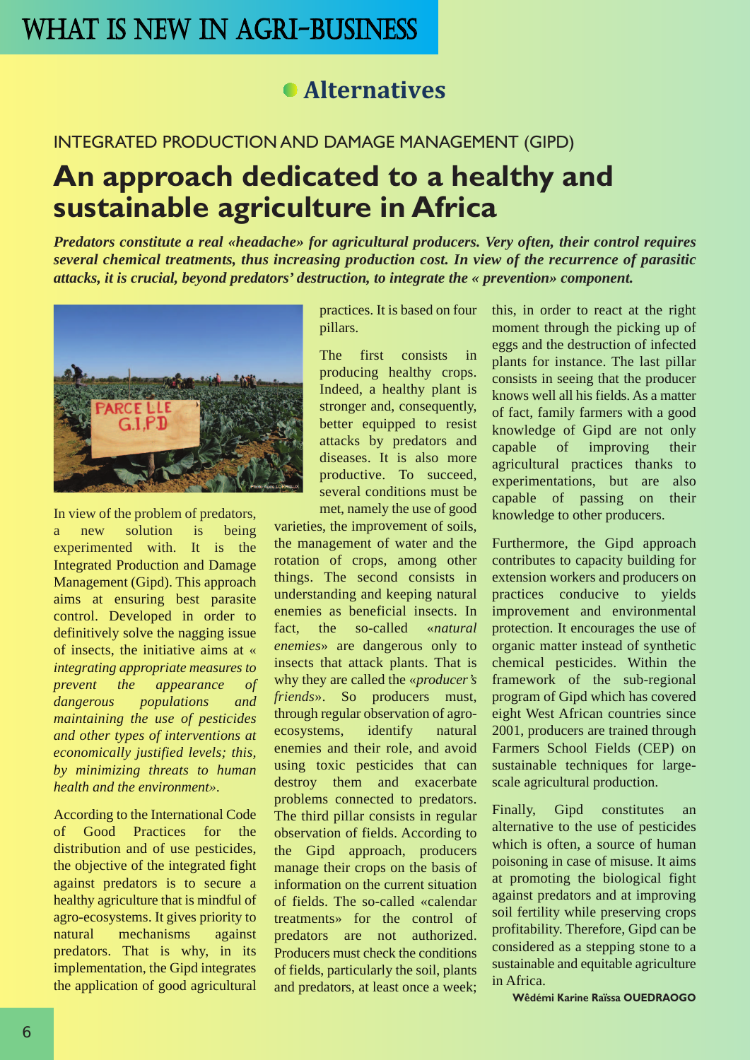# WHAT IS NEW IN AGRI-BUSINESS

## Alternatives

INTEGRATED PRODUCTION AND DAMAGE MANAGEMENT (GIPD)

# An approach dedicated to a healthy and sustainable agriculture in Africa

***Predators constitute a real «headache» for agricultural producers. Very often, their control requires several chemical treatments, thus increasing production cost. In view of the recurrence of parasitic attacks, it is crucial, beyond predators' destruction, to integrate the « prevention» component.***

In view of the problem of predators, a new solution is being experimented with. It is the Integrated Production and Damage Management (Gipd). This approach aims at ensuring best parasite control. Developed in order to definitively solve the nagging issue of insects, the initiative aims at « *integrating appropriate measures to prevent the appearance of dangerous populations and maintaining the use of pesticides and other types of interventions at economically justified levels; this, by minimizing threats to human health and the environment».*

According to the International Code of Good Practices for the distribution and of use pesticides, the objective of the integrated fight against predators is to secure a healthy agriculture that is mindful of agro-ecosystems. It gives priority to natural mechanisms against predators. That is why, in its implementation, the Gipd integrates the application of good agricultural practices. It is based on four pillars.

The first consists in producing healthy crops. Indeed, a healthy plant is stronger and, consequently, better equipped to resist attacks by predators and diseases. It is also more productive. To succeed, several conditions must be met, namely the use of good varieties, the improvement of soils, the management of water and the rotation of crops, among other things. The second consists in understanding and keeping natural enemies as beneficial insects. In fact, the so-called «*natural enemies*» are dangerous only to insects that attack plants. That is why they are called the «*producer's friends*». So producers must, through regular observation of agro-ecosystems, identify natural enemies and their role, and avoid using toxic pesticides that can destroy them and exacerbate problems connected to predators. The third pillar consists in regular observation of fields. According to the Gipd approach, producers manage their crops on the basis of information on the current situation of fields. The so-called «calendar treatments» for the control of predators are not authorized. Producers must check the conditions of fields, particularly the soil, plants and predators, at least once a week; this, in order to react at the right moment through the picking up of eggs and the destruction of infected plants for instance. The last pillar consists in seeing that the producer knows well all his fields. As a matter of fact, family farmers with a good knowledge of Gipd are not only capable of improving their agricultural practices thanks to experimentations, but are also capable of passing on their knowledge to other producers.

Furthermore, the Gipd approach contributes to capacity building for extension workers and producers on practices conducive to yields improvement and environmental protection. It encourages the use of organic matter instead of synthetic chemical pesticides. Within the framework of the sub-regional program of Gipd which has covered eight West African countries since 2001, producers are trained through Farmers School Fields (CEP) on sustainable techniques for large-scale agricultural production.

Finally, Gipd constitutes an alternative to the use of pesticides which is often, a source of human poisoning in case of misuse. It aims at promoting the biological fight against predators and at improving soil fertility while preserving crops profitability. Therefore, Gipd can be considered as a stepping stone to a sustainable and equitable agriculture in Africa.

**Wêdémi Karine Raïssa OUEDRAOGO**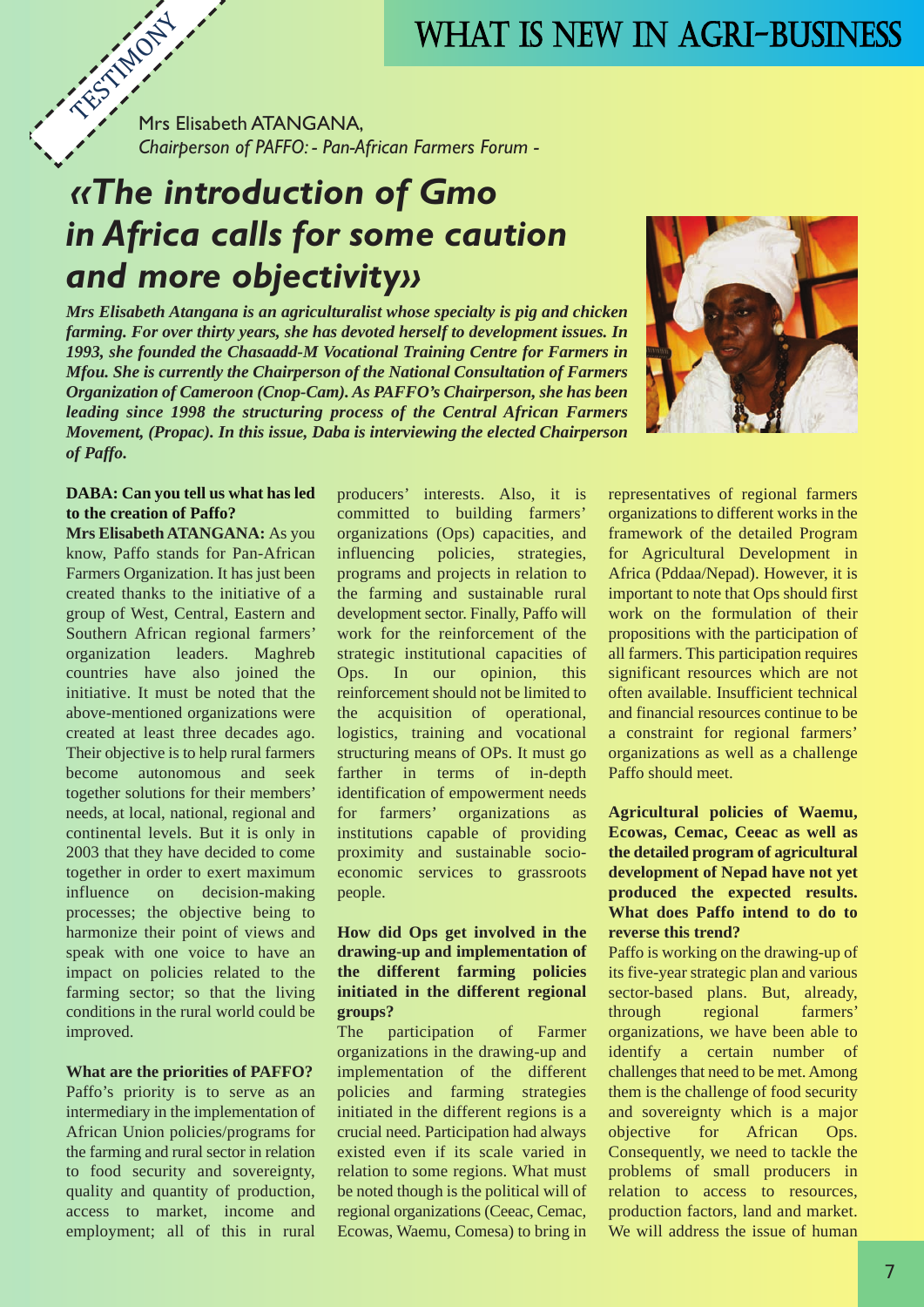TESTIMONY

Mrs Elisabeth ATANGANA,
*Chairperson of PAFFO: - Pan-African Farmers Forum -*

# *«The introduction of Gmo in Africa calls for some caution and more objectivity»*

***Mrs Elisabeth Atangana is an agriculturalist whose specialty is pig and chicken farming. For over thirty years, she has devoted herself to development issues. In 1993, she founded the Chasaadd-M Vocational Training Centre for Farmers in Mfou. She is currently the Chairperson of the National Consultation of Farmers Organization of Cameroon (Cnop-Cam). As PAFFO's Chairperson, she has been leading since 1998 the structuring process of the Central African Farmers Movement, (Propac). In this issue, Daba is interviewing the elected Chairperson of Paffo.***

**DABA: Can you tell us what has led to the creation of Paffo?**

**Mrs Elisabeth ATANGANA:** As you know, Paffo stands for Pan-African Farmers Organization. It has just been created thanks to the initiative of a group of West, Central, Eastern and Southern African regional farmers' organization leaders. Maghreb countries have also joined the initiative. It must be noted that the above-mentioned organizations were created at least three decades ago. Their objective is to help rural farmers become autonomous and seek together solutions for their members' needs, at local, national, regional and continental levels. But it is only in 2003 that they have decided to come together in order to exert maximum influence on decision-making processes; the objective being to harmonize their point of views and speak with one voice to have an impact on policies related to the farming sector; so that the living conditions in the rural world could be improved.

**What are the priorities of PAFFO?**

Paffo's priority is to serve as an intermediary in the implementation of African Union policies/programs for the farming and rural sector in relation to food security and sovereignty, quality and quantity of production, access to market, income and employment; all of this in rural producers' interests. Also, it is committed to building farmers' organizations (Ops) capacities, and influencing policies, strategies, programs and projects in relation to the farming and sustainable rural development sector. Finally, Paffo will work for the reinforcement of the strategic institutional capacities of Ops. In our opinion, this reinforcement should not be limited to the acquisition of operational, logistics, training and vocational structuring means of OPs. It must go farther in terms of in-depth identification of empowerment needs for farmers' organizations as institutions capable of providing proximity and sustainable socio-economic services to grassroots people.

**How did Ops get involved in the drawing-up and implementation of the different farming policies initiated in the different regional groups?**

The participation of Farmer organizations in the drawing-up and implementation of the different policies and farming strategies initiated in the different regions is a crucial need. Participation had always existed even if its scale varied in relation to some regions. What must be noted though is the political will of regional organizations (Ceeac, Cemac, Ecowas, Waemu, Comesa) to bring in representatives of regional farmers organizations to different works in the framework of the detailed Program for Agricultural Development in Africa (Pddaa/Nepad). However, it is important to note that Ops should first work on the formulation of their propositions with the participation of all farmers. This participation requires significant resources which are not often available. Insufficient technical and financial resources continue to be a constraint for regional farmers' organizations as well as a challenge Paffo should meet.

**Agricultural policies of Waemu, Ecowas, Cemac, Ceeac as well as the detailed program of agricultural development of Nepad have not yet produced the expected results. What does Paffo intend to do to reverse this trend?**

Paffo is working on the drawing-up of its five-year strategic plan and various sector-based plans. But, already, through regional farmers' organizations, we have been able to identify a certain number of challenges that need to be met. Among them is the challenge of food security and sovereignty which is a major objective for African Ops. Consequently, we need to tackle the problems of small producers in relation to access to resources, production factors, land and market. We will address the issue of human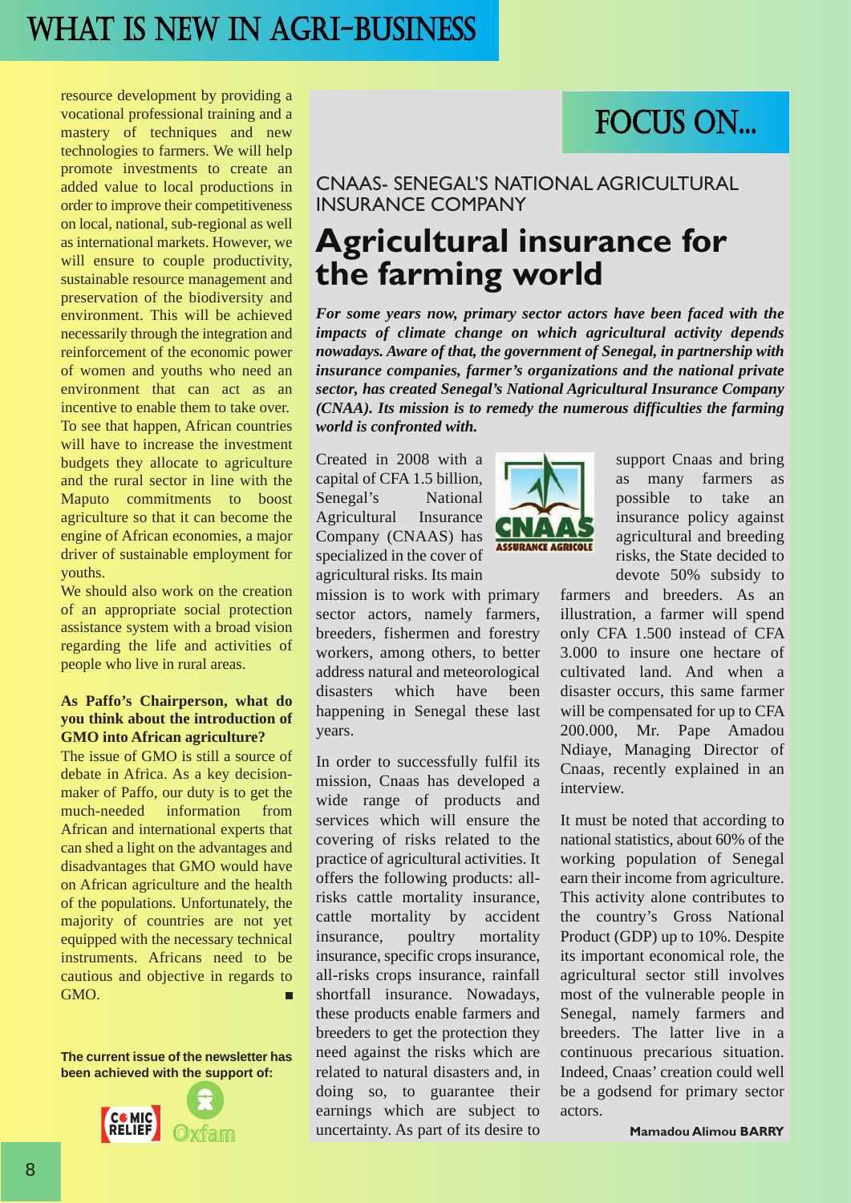resource development by providing a vocational professional training and a mastery of techniques and new technologies to farmers. We will help promote investments to create an added value to local productions in order to improve their competitiveness on local, national, sub-regional as well as international markets. However, we will ensure to couple productivity, sustainable resource management and preservation of the biodiversity and environment. This will be achieved necessarily through the integration and reinforcement of the economic power of women and youths who need an environment that can act as an incentive to enable them to take over. To see that happen, African countries will have to increase the investment budgets they allocate to agriculture and the rural sector in line with the Maputo commitments to boost agriculture so that it can become the engine of African economies, a major driver of sustainable employment for youths.

We should also work on the creation of an appropriate social protection assistance system with a broad vision regarding the life and activities of people who live in rural areas.

**As Paffo's Chairperson, what do you think about the introduction of GMO into African agriculture?**

The issue of GMO is still a source of debate in Africa. As a key decision-maker of Paffo, our duty is to get the much-needed information from African and international experts that can shed a light on the advantages and disadvantages that GMO would have on African agriculture and the health of the populations. Unfortunately, the majority of countries are not yet equipped with the necessary technical instruments. Africans need to be cautious and objective in regards to GMO. ■

**The current issue of the newsletter has been achieved with the support of:**

COMIC RELIEF

Oxfam

# FOCUS ON...

CNAAS- SENEGAL'S NATIONAL AGRICULTURAL INSURANCE COMPANY

## Agricultural insurance for the farming world

***For some years now, primary sector actors have been faced with the impacts of climate change on which agricultural activity depends nowadays. Aware of that, the government of Senegal, in partnership with insurance companies, farmer's organizations and the national private sector, has created Senegal's National Agricultural Insurance Company (CNAA). Its mission is to remedy the numerous difficulties the farming world is confronted with.***

CNAAS ASSURANCE AGRICOLE

Created in 2008 with a capital of CFA 1.5 billion, Senegal's National Agricultural Insurance Company (CNAAS) has specialized in the cover of agricultural risks. Its main mission is to work with primary sector actors, namely farmers, breeders, fishermen and forestry workers, among others, to better address natural and meteorological disasters which have been happening in Senegal these last years.

In order to successfully fulfil its mission, Cnaas has developed a wide range of products and services which will ensure the covering of risks related to the practice of agricultural activities. It offers the following products: all-risks cattle mortality insurance, cattle mortality by accident insurance, poultry mortality insurance, specific crops insurance, all-risks crops insurance, rainfall shortfall insurance. Nowadays, these products enable farmers and breeders to get the protection they need against the risks which are related to natural disasters and, in doing so, to guarantee their earnings which are subject to uncertainty. As part of its desire to support Cnaas and bring as many farmers as possible to take an insurance policy against agricultural and breeding risks, the State decided to devote 50% subsidy to farmers and breeders. As an illustration, a farmer will spend only CFA 1.500 instead of CFA 3.000 to insure one hectare of cultivated land. And when a disaster occurs, this same farmer will be compensated for up to CFA 200.000, Mr. Pape Amadou Ndiaye, Managing Director of Cnaas, recently explained in an interview.

It must be noted that according to national statistics, about 60% of the working population of Senegal earn their income from agriculture. This activity alone contributes to the country's Gross National Product (GDP) up to 10%. Despite its important economical role, the agricultural sector still involves most of the vulnerable people in Senegal, namely farmers and breeders. The latter live in a continuous precarious situation. Indeed, Cnaas' creation could well be a godsend for primary sector actors.

**Mamadou Alimou BARRY**